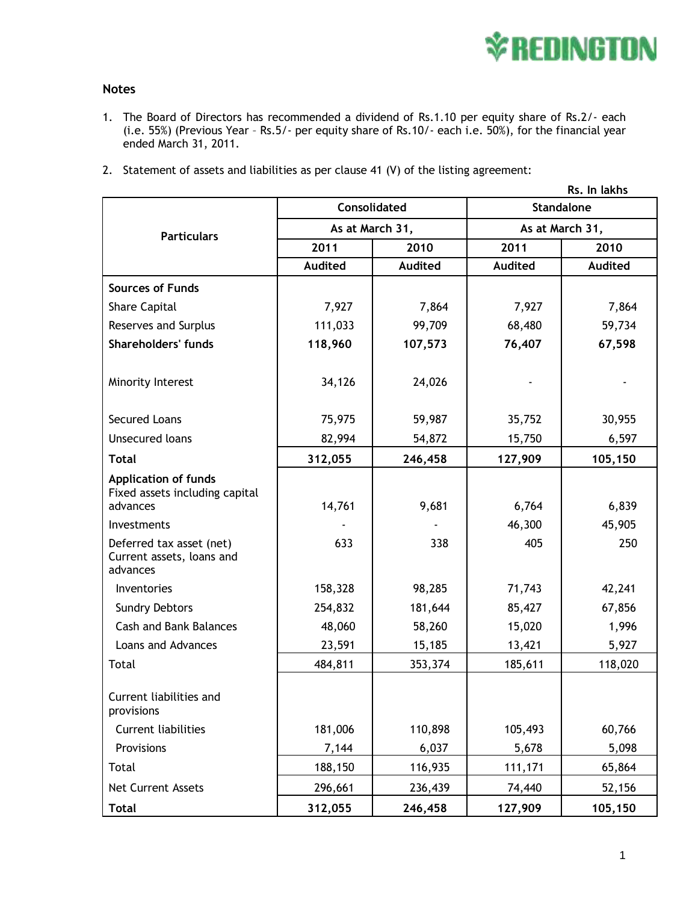## Notes

1. The Board of Directors has recommended a dividend of Rs.1.10 per equity share of Rs.2/- each (i.e. 55%) (Previous Year – Rs.5/- per equity share of Rs.10/- each i.e. 50%), for the financial year ended March 31, 2011.

2. Statement of assets and liabilities as per clause 41 (V) of the listing agreement:

Rs. In lakhs

| Particulars | Consolidated | | Standalone | |
|---|---|---|---|---|
| | As at March 31, | | As at March 31, | |
| | 2011 | 2010 | 2011 | 2010 |
| | Audited | Audited | Audited | Audited |
| **Sources of Funds** | | | | |
| Share Capital | 7,927 | 7,864 | 7,927 | 7,864 |
| Reserves and Surplus | 111,033 | 99,709 | 68,480 | 59,734 |
| **Shareholders' funds** | **118,960** | **107,573** | **76,407** | **67,598** |
| Minority Interest | 34,126 | 24,026 | - | - |
| Secured Loans | 75,975 | 59,987 | 35,752 | 30,955 |
| Unsecured loans | 82,994 | 54,872 | 15,750 | 6,597 |
| **Total** | **312,055** | **246,458** | **127,909** | **105,150** |
| **Application of funds** | | | | |
| Fixed assets including capital advances | 14,761 | 9,681 | 6,764 | 6,839 |
| Investments | - | - | 46,300 | 45,905 |
| Deferred tax asset (net) | 633 | 338 | 405 | 250 |
| Current assets, loans and advances | | | | |
| Inventories | 158,328 | 98,285 | 71,743 | 42,241 |
| Sundry Debtors | 254,832 | 181,644 | 85,427 | 67,856 |
| Cash and Bank Balances | 48,060 | 58,260 | 15,020 | 1,996 |
| Loans and Advances | 23,591 | 15,185 | 13,421 | 5,927 |
| Total | 484,811 | 353,374 | 185,611 | 118,020 |
| Current liabilities and provisions | | | | |
| Current liabilities | 181,006 | 110,898 | 105,493 | 60,766 |
| Provisions | 7,144 | 6,037 | 5,678 | 5,098 |
| Total | 188,150 | 116,935 | 111,171 | 65,864 |
| Net Current Assets | 296,661 | 236,439 | 74,440 | 52,156 |
| **Total** | **312,055** | **246,458** | **127,909** | **105,150** |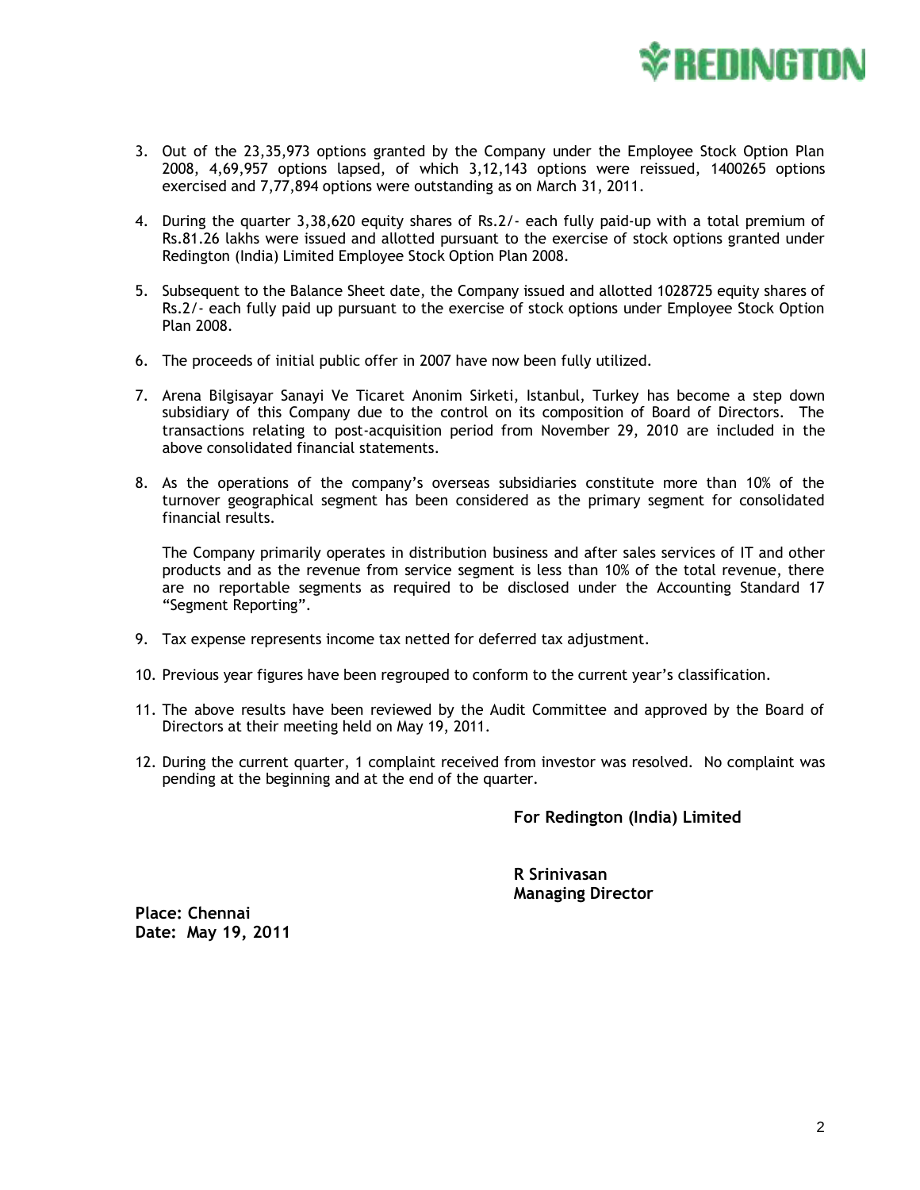3. Out of the 23,35,973 options granted by the Company under the Employee Stock Option Plan 2008, 4,69,957 options lapsed, of which 3,12,143 options were reissued, 1400265 options exercised and 7,77,894 options were outstanding as on March 31, 2011.

4. During the quarter 3,38,620 equity shares of Rs.2/- each fully paid-up with a total premium of Rs.81.26 lakhs were issued and allotted pursuant to the exercise of stock options granted under Redington (India) Limited Employee Stock Option Plan 2008.

5. Subsequent to the Balance Sheet date, the Company issued and allotted 1028725 equity shares of Rs.2/- each fully paid up pursuant to the exercise of stock options under Employee Stock Option Plan 2008.

6. The proceeds of initial public offer in 2007 have now been fully utilized.

7. Arena Bilgisayar Sanayi Ve Ticaret Anonim Sirketi, Istanbul, Turkey has become a step down subsidiary of this Company due to the control on its composition of Board of Directors. The transactions relating to post-acquisition period from November 29, 2010 are included in the above consolidated financial statements.

8. As the operations of the company's overseas subsidiaries constitute more than 10% of the turnover geographical segment has been considered as the primary segment for consolidated financial results.

   The Company primarily operates in distribution business and after sales services of IT and other products and as the revenue from service segment is less than 10% of the total revenue, there are no reportable segments as required to be disclosed under the Accounting Standard 17 "Segment Reporting".

9. Tax expense represents income tax netted for deferred tax adjustment.

10. Previous year figures have been regrouped to conform to the current year's classification.

11. The above results have been reviewed by the Audit Committee and approved by the Board of Directors at their meeting held on May 19, 2011.

12. During the current quarter, 1 complaint received from investor was resolved. No complaint was pending at the beginning and at the end of the quarter.

**For Redington (India) Limited**

**R Srinivasan**
**Managing Director**

**Place: Chennai**
**Date: May 19, 2011**